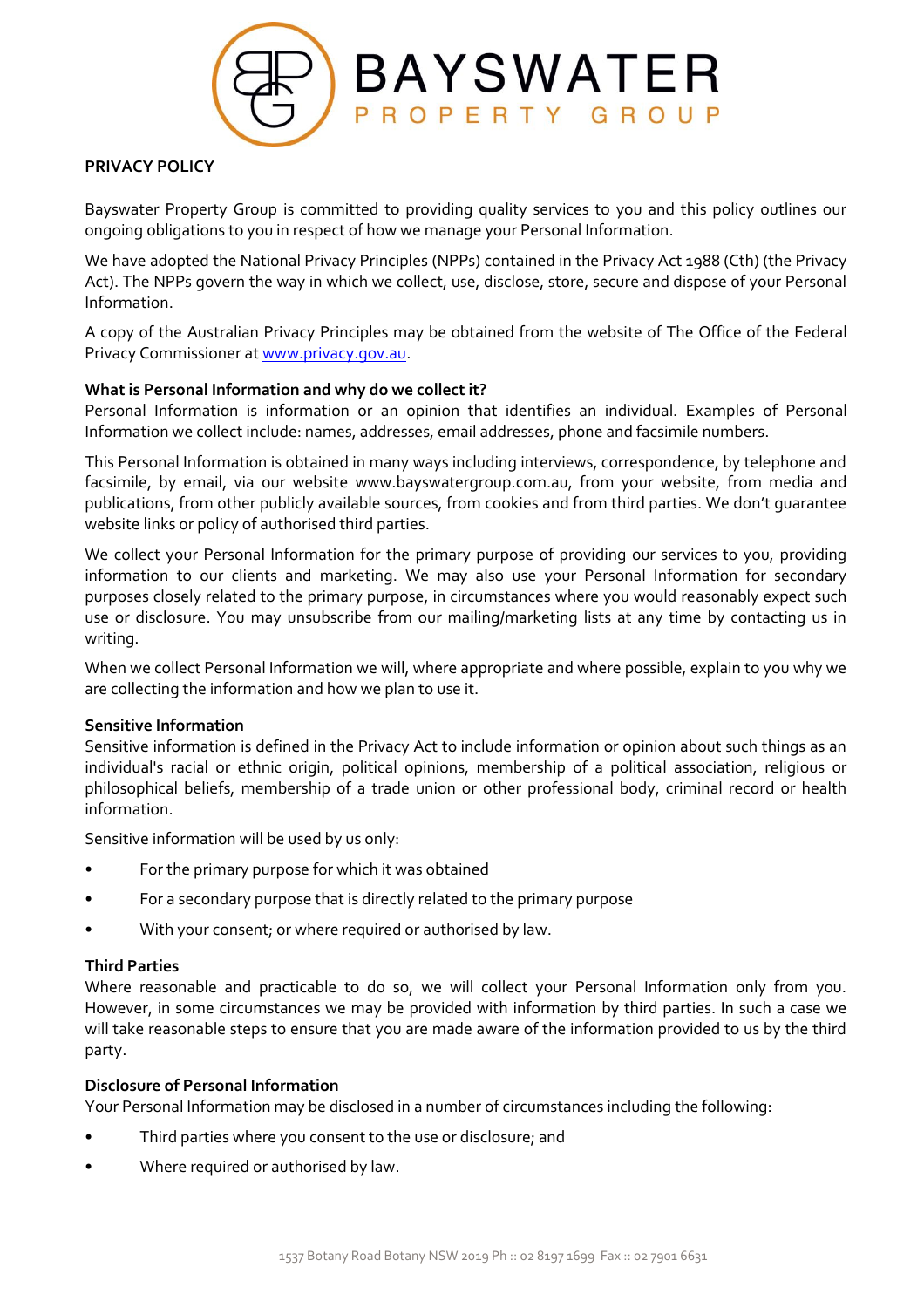BAYSWATER

PROPERTY GROUP

**PRIVACY POLICY**

Bayswater Property Group is committed to providing quality services to you and this policy outlines our ongoing obligations to you in respect of how we manage your Personal Information.

We have adopted the National Privacy Principles (NPPs) contained in the Privacy Act 1988 (Cth) (the Privacy Act). The NPPs govern the way in which we collect, use, disclose, store, secure and dispose of your Personal Information.

A copy of the Australian Privacy Principles may be obtained from the website of The Office of the Federal Privacy Commissioner at [www.privacy.gov.au](http://www.privacy.gov.au).

**What is Personal Information and why do we collect it?**

Personal Information is information or an opinion that identifies an individual. Examples of Personal Information we collect include: names, addresses, email addresses, phone and facsimile numbers.

This Personal Information is obtained in many ways including interviews, correspondence, by telephone and facsimile, by email, via our website www.bayswatergroup.com.au, from your website, from media and publications, from other publicly available sources, from cookies and from third parties. We don't guarantee website links or policy of authorised third parties.

We collect your Personal Information for the primary purpose of providing our services to you, providing information to our clients and marketing. We may also use your Personal Information for secondary purposes closely related to the primary purpose, in circumstances where you would reasonably expect such use or disclosure. You may unsubscribe from our mailing/marketing lists at any time by contacting us in writing.

When we collect Personal Information we will, where appropriate and where possible, explain to you why we are collecting the information and how we plan to use it.

**Sensitive Information**

Sensitive information is defined in the Privacy Act to include information or opinion about such things as an individual's racial or ethnic origin, political opinions, membership of a political association, religious or philosophical beliefs, membership of a trade union or other professional body, criminal record or health information.

Sensitive information will be used by us only:

- For the primary purpose for which it was obtained
- For a secondary purpose that is directly related to the primary purpose
- With your consent; or where required or authorised by law.

**Third Parties**

Where reasonable and practicable to do so, we will collect your Personal Information only from you. However, in some circumstances we may be provided with information by third parties. In such a case we will take reasonable steps to ensure that you are made aware of the information provided to us by the third party.

**Disclosure of Personal Information**

Your Personal Information may be disclosed in a number of circumstances including the following:

- Third parties where you consent to the use or disclosure; and
- Where required or authorised by law.

1537 Botany Road Botany NSW 2019 Ph :: 02 8197 1699 Fax :: 02 7901 6631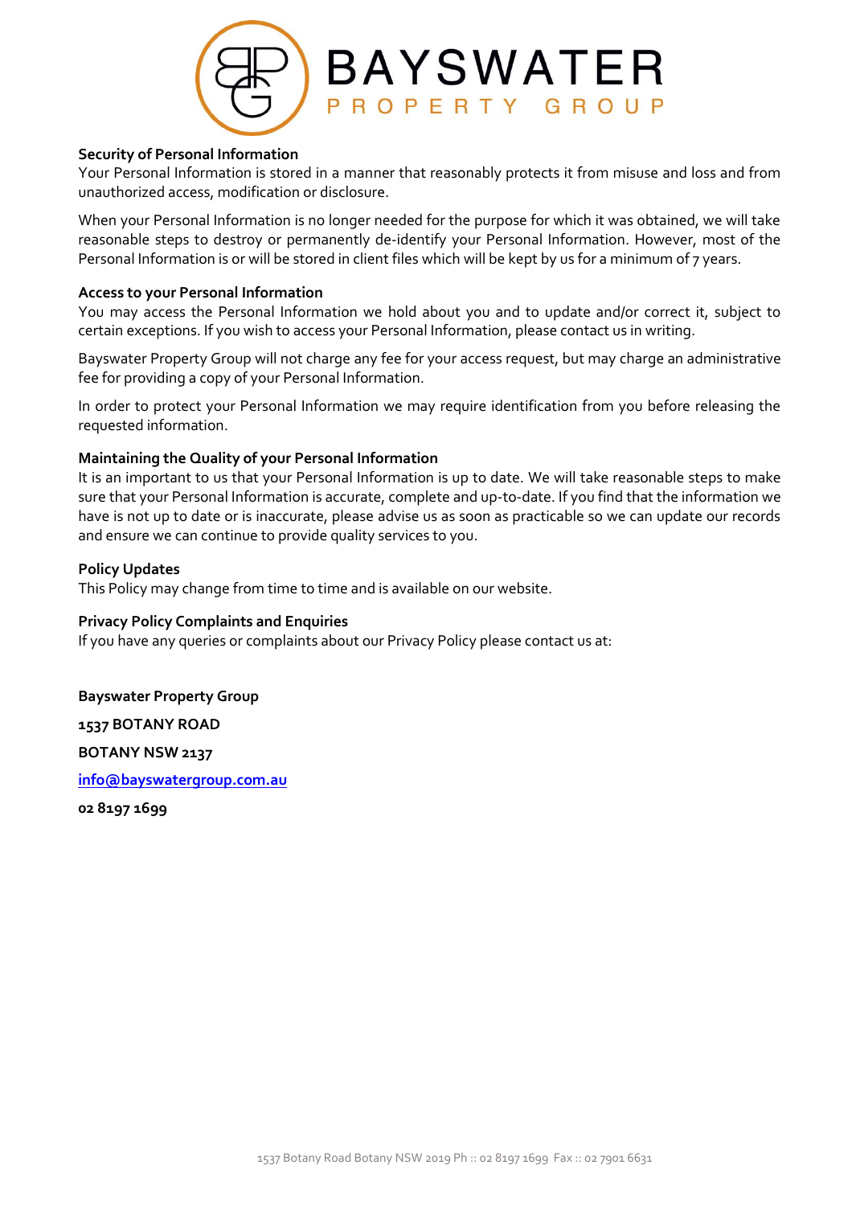### Security of Personal Information

Your Personal Information is stored in a manner that reasonably protects it from misuse and loss and from unauthorized access, modification or disclosure.

When your Personal Information is no longer needed for the purpose for which it was obtained, we will take reasonable steps to destroy or permanently de-identify your Personal Information. However, most of the Personal Information is or will be stored in client files which will be kept by us for a minimum of 7 years.

### Access to your Personal Information

You may access the Personal Information we hold about you and to update and/or correct it, subject to certain exceptions. If you wish to access your Personal Information, please contact us in writing.

Bayswater Property Group will not charge any fee for your access request, but may charge an administrative fee for providing a copy of your Personal Information.

In order to protect your Personal Information we may require identification from you before releasing the requested information.

### Maintaining the Quality of your Personal Information

It is an important to us that your Personal Information is up to date. We will take reasonable steps to make sure that your Personal Information is accurate, complete and up-to-date. If you find that the information we have is not up to date or is inaccurate, please advise us as soon as practicable so we can update our records and ensure we can continue to provide quality services to you.

### Policy Updates

This Policy may change from time to time and is available on our website.

### Privacy Policy Complaints and Enquiries

If you have any queries or complaints about our Privacy Policy please contact us at:

**Bayswater Property Group**

**1537 BOTANY ROAD**

**BOTANY NSW 2137**

**info@bayswatergroup.com.au**

**02 8197 1699**